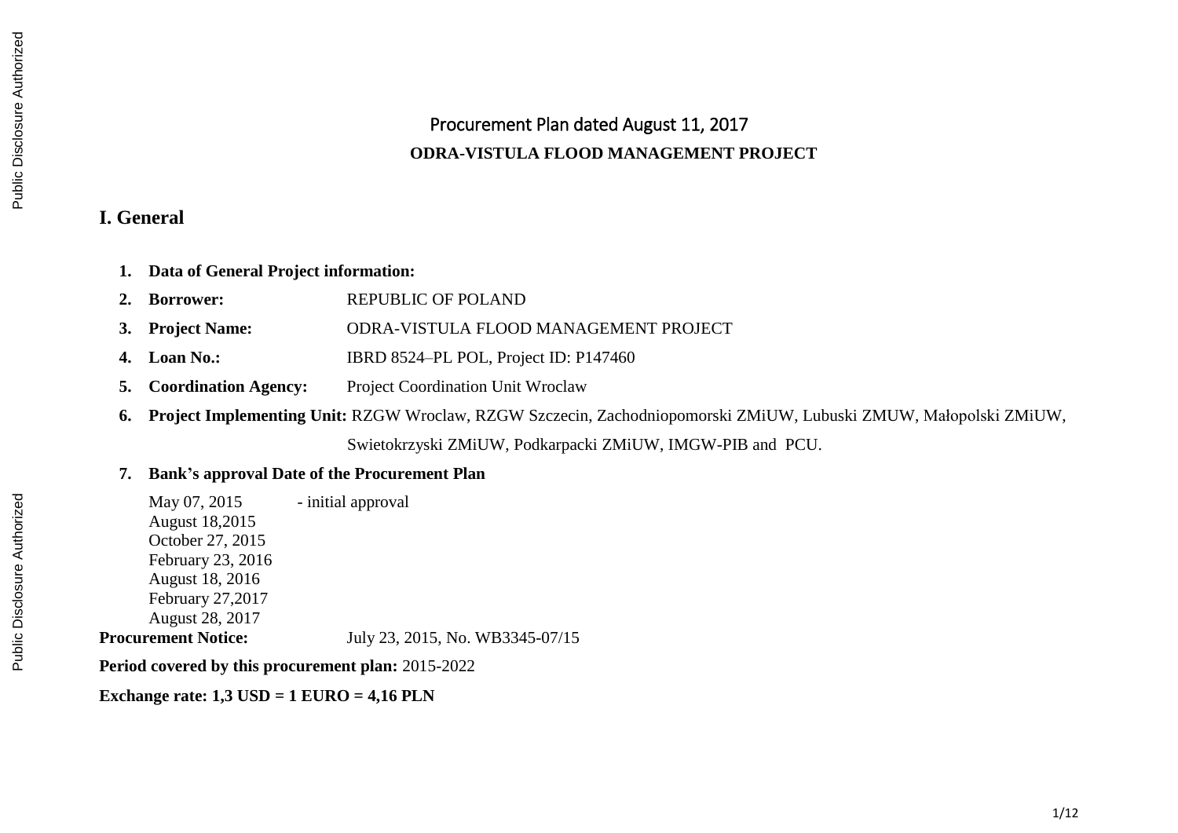# Procurement Plan dated August 11, 2017

## ODRA-VISTULA FLOOD MANAGEMENT PROJECT

## I. General

1. **Data of General Project information:**
2. **Borrower:** REPUBLIC OF POLAND
3. **Project Name:** ODRA-VISTULA FLOOD MANAGEMENT PROJECT
4. **Loan No.:** IBRD 8524–PL POL, Project ID: P147460
5. **Coordination Agency:** Project Coordination Unit Wroclaw
6. **Project Implementing Unit:** RZGW Wroclaw, RZGW Szczecin, Zachodniopomorski ZMiUW, Lubuski ZMUW, Małopolski ZMiUW, Swietokrzyski ZMiUW, Podkarpacki ZMiUW, IMGW-PIB and PCU.
7. **Bank's approval Date of the Procurement Plan**

   May 07, 2015 - initial approval
   August 18,2015
   October 27, 2015
   February 23, 2016
   August 18, 2016
   February 27,2017
   August 28, 2017

**Procurement Notice:** July 23, 2015, No. WB3345-07/15

**Period covered by this procurement plan:** 2015-2022

**Exchange rate: 1,3 USD = 1 EURO = 4,16 PLN**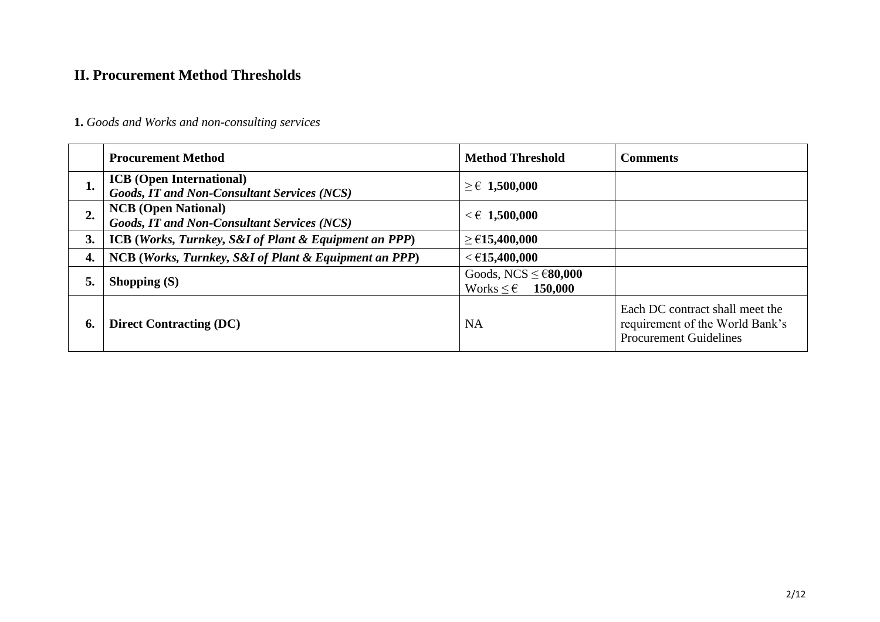## II. Procurement Method Thresholds

**1.** *Goods and Works and non-consulting services*

| | Procurement Method | Method Threshold | Comments |
|---|---|---|---|
| **1.** | **ICB (Open International)** ***Goods, IT and Non-Consultant Services (NCS)*** | ≥ € **1,500,000** | |
| **2.** | **NCB (Open National)** ***Goods, IT and Non-Consultant Services (NCS)*** | < € **1,500,000** | |
| **3.** | **ICB (*Works, Turnkey, S&I of Plant & Equipment an PPP*)** | ≥ €**15,400,000** | |
| **4.** | **NCB (*Works, Turnkey, S&I of Plant & Equipment an PPP*)** | < €**15,400,000** | |
| **5.** | **Shopping (S)** | Goods, NCS ≤ €**80,000** Works ≤ € **150,000** | |
| **6.** | **Direct Contracting (DC)** | NA | Each DC contract shall meet the requirement of the World Bank's Procurement Guidelines |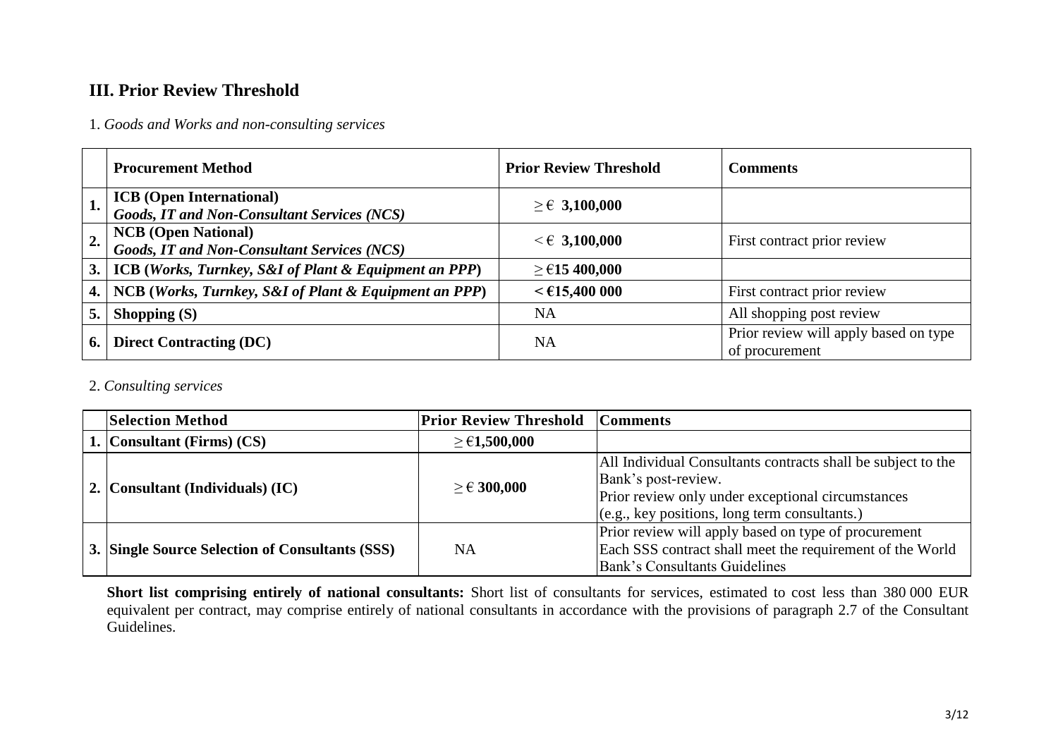## III. Prior Review Threshold

1. *Goods and Works and non-consulting services*

| | Procurement Method | Prior Review Threshold | Comments |
|---|---|---|---|
| 1. | **ICB (Open International)** ***Goods, IT and Non-Consultant Services (NCS)*** | **≥ € 3,100,000** | |
| 2. | **NCB (Open National)** ***Goods, IT and Non-Consultant Services (NCS)*** | **< € 3,100,000** | First contract prior review |
| 3. | **ICB (*Works, Turnkey, S&I of Plant & Equipment an PPP*)** | **≥ €15 400,000** | |
| 4. | **NCB (*Works, Turnkey, S&I of Plant & Equipment an PPP*)** | **< €15,400 000** | First contract prior review |
| 5. | **Shopping (S)** | NA | All shopping post review |
| 6. | **Direct Contracting (DC)** | NA | Prior review will apply based on type of procurement |

2. *Consulting services*

| | Selection Method | Prior Review Threshold | Comments |
|---|---|---|---|
| 1. | **Consultant (Firms) (CS)** | **≥ €1,500,000** | |
| 2. | **Consultant (Individuals) (IC)** | **≥ € 300,000** | All Individual Consultants contracts shall be subject to the Bank's post-review. Prior review only under exceptional circumstances (e.g., key positions, long term consultants.) |
| 3. | **Single Source Selection of Consultants (SSS)** | NA | Prior review will apply based on type of procurement Each SSS contract shall meet the requirement of the World Bank's Consultants Guidelines |

**Short list comprising entirely of national consultants:** Short list of consultants for services, estimated to cost less than 380 000 EUR equivalent per contract, may comprise entirely of national consultants in accordance with the provisions of paragraph 2.7 of the Consultant Guidelines.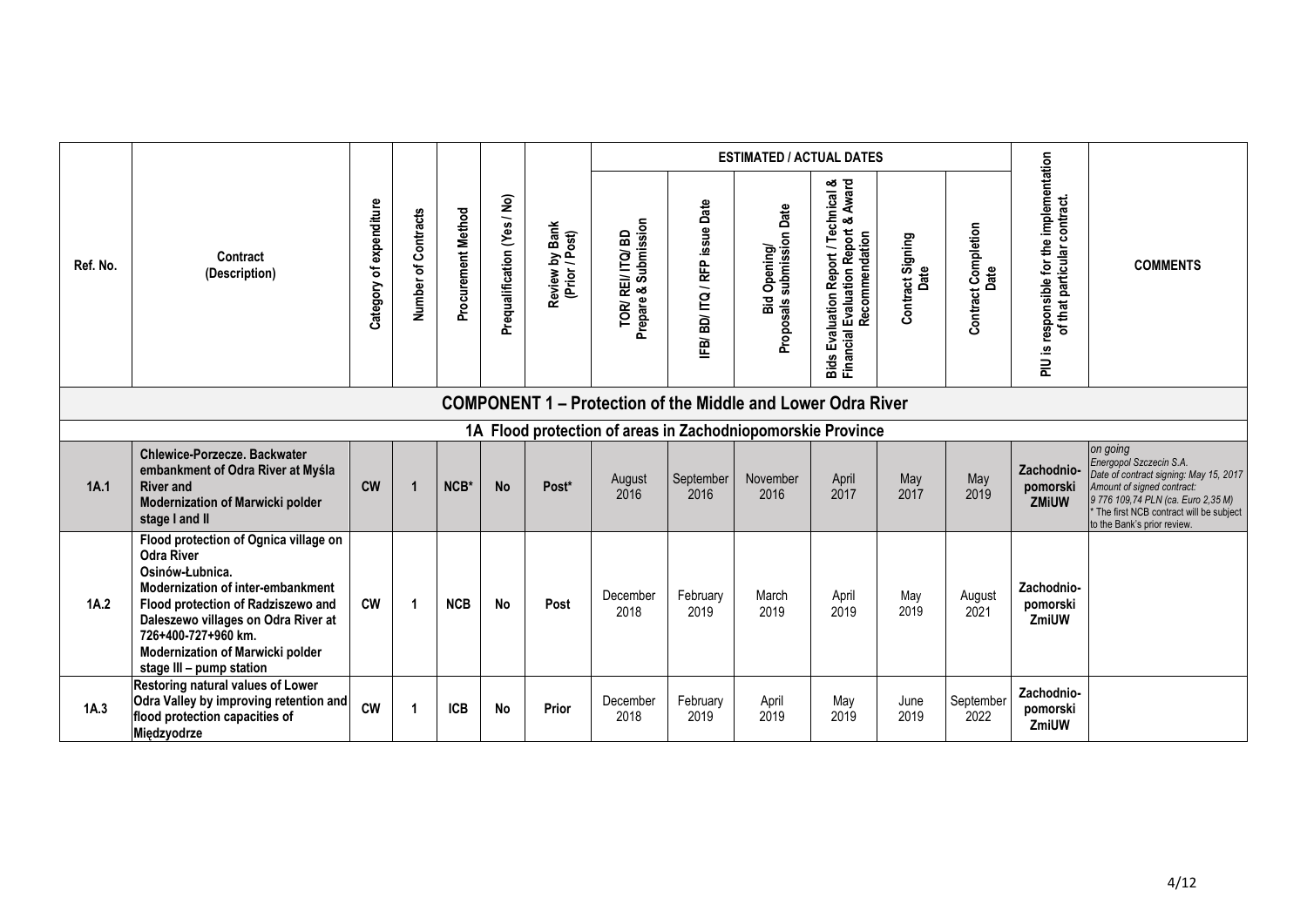| Ref. No. | Contract (Description) | Category of expenditure | Number of Contracts | Procurement Method | Prequalification (Yes / No) | Review by Bank (Prior / Post) | ESTIMATED / ACTUAL DATES | | | | | | PIU is responsible for the implementation of that particular contract. | COMMENTS |
|---|---|---|---|---|---|---|---|---|---|---|---|---|---|---|
| | | | | | | | TOR/ REI/ ITQ/ BD Prepare & Submission | IFB/ BD/ ITQ / RFP issue Date | Bid Opening/ Proposals submission Date | Bids Evaluation Report / Technical & Financial Evaluation Report & Award Recommendation | Contract Signing Date | Contract Completion Date | | |
| **COMPONENT 1 – Protection of the Middle and Lower Odra River** | | | | | | | | | | | | | | |
| **1A Flood protection of areas in Zachodniopomorskie Province** | | | | | | | | | | | | | | |
| **1A.1** | **Chlewice-Porzecze. Backwater embankment of Odra River at Myśla River and Modernization of Marwicki polder stage I and II** | **CW** | **1** | **NCB*** | **No** | **Post*** | August 2016 | September 2016 | November 2016 | April 2017 | May 2017 | May 2019 | **Zachodnio-pomorski ZMiUW** | *on going* *Energopol Szczecin S.A.* *Date of contract signing: May 15, 2017* *Amount of signed contract: 9 776 109,74 PLN (ca. Euro 2,35 M)* * The first NCB contract will be subject to the Bank's prior review. |
| **1A.2** | **Flood protection of Ognica village on Odra River Osinów-Łubnica. Modernization of inter-embankment Flood protection of Radziszewo and Daleszewo villages on Odra River at 726+400-727+960 km. Modernization of Marwicki polder stage III – pump station** | **CW** | **1** | **NCB** | **No** | **Post** | December 2018 | February 2019 | March 2019 | April 2019 | May 2019 | August 2021 | **Zachodnio-pomorski ZmiUW** | |
| **1A.3** | **Restoring natural values of Lower Odra Valley by improving retention and flood protection capacities of Międzyodrze** | **CW** | **1** | **ICB** | **No** | **Prior** | December 2018 | February 2019 | April 2019 | May 2019 | June 2019 | September 2022 | **Zachodnio-pomorski ZmiUW** | |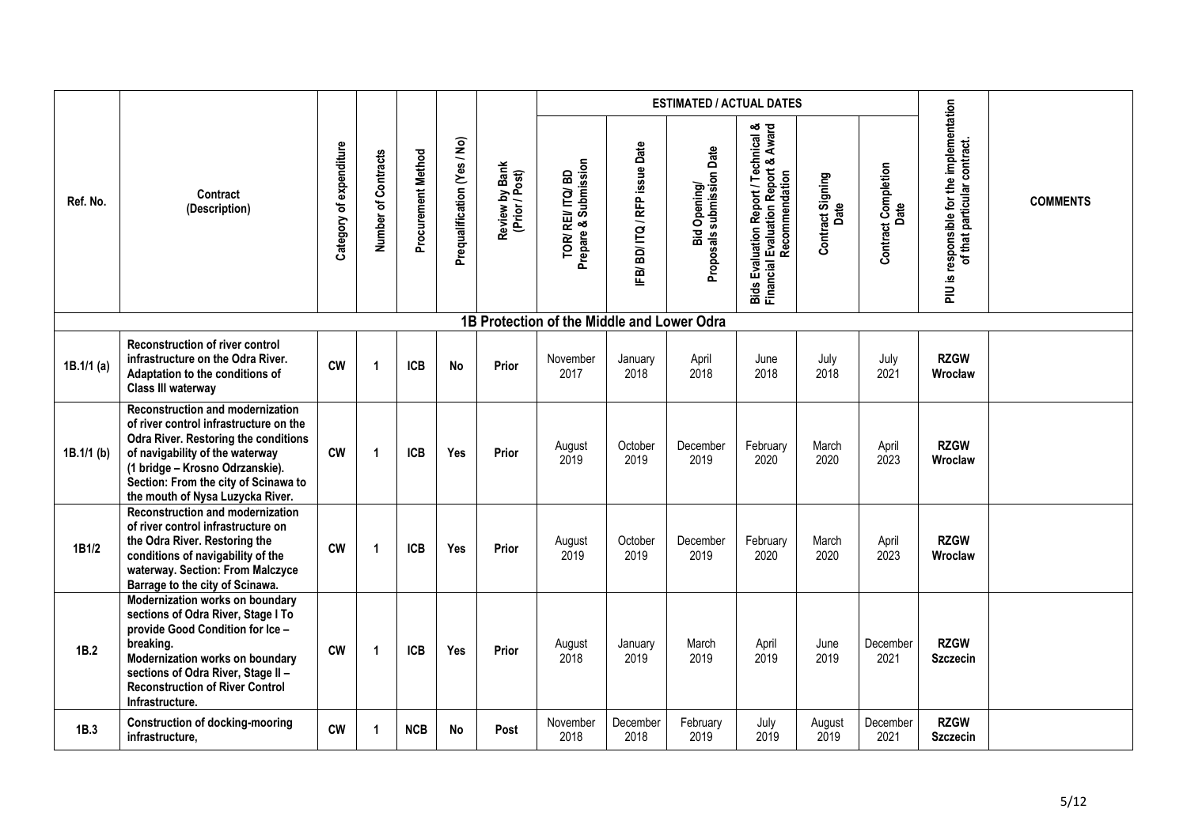| Ref. No. | Contract (Description) | Category of expenditure | Number of Contracts | Procurement Method | Prequalification (Yes / No) | Review by Bank (Prior / Post) | ESTIMATED / ACTUAL DATES | | | | | | | PIU is responsible for the implementation of that particular contract. | COMMENTS |
|---|---|---|---|---|---|---|---|---|---|---|---|---|---|---|---|
| | | | | | | | TOR/ REI/ ITQ/ BD Prepare & Submission | IFB/ BD/ ITQ / RFP issue Date | Bid Opening/ Proposals submission Date | Bids Evaluation Report / Technical & Financial Evaluation Report & Award Recommendation | Contract Signing Date | Contract Completion Date | | | |
| | **1B Protection of the Middle and Lower Odra** | | | | | | | | | | | | | | |
| 1B.1/1 (a) | **Reconstruction of river control infrastructure on the Odra River. Adaptation to the conditions of Class III waterway** | **CW** | **1** | **ICB** | **No** | **Prior** | November 2017 | January 2018 | April 2018 | June 2018 | July 2018 | July 2021 | **RZGW Wrocław** | |
| 1B.1/1 (b) | **Reconstruction and modernization of river control infrastructure on the Odra River. Restoring the conditions of navigability of the waterway (1 bridge – Krosno Odrzanskie). Section: From the city of Scinawa to the mouth of Nysa Luzycka River.** | **CW** | **1** | **ICB** | **Yes** | **Prior** | August 2019 | October 2019 | December 2019 | February 2020 | March 2020 | April 2023 | **RZGW Wroclaw** | |
| 1B1/2 | **Reconstruction and modernization of river control infrastructure on the Odra River. Restoring the conditions of navigability of the waterway. Section: From Malczyce Barrage to the city of Scinawa.** | **CW** | **1** | **ICB** | **Yes** | **Prior** | August 2019 | October 2019 | December 2019 | February 2020 | March 2020 | April 2023 | **RZGW Wroclaw** | |
| 1B.2 | **Modernization works on boundary sections of Odra River, Stage I To provide Good Condition for Ice – breaking. Modernization works on boundary sections of Odra River, Stage II – Reconstruction of River Control Infrastructure.** | **CW** | **1** | **ICB** | **Yes** | **Prior** | August 2018 | January 2019 | March 2019 | April 2019 | June 2019 | December 2021 | **RZGW Szczecin** | |
| 1B.3 | **Construction of docking-mooring infrastructure,** | **CW** | **1** | **NCB** | **No** | **Post** | November 2018 | December 2018 | February 2019 | July 2019 | August 2019 | December 2021 | **RZGW Szczecin** | |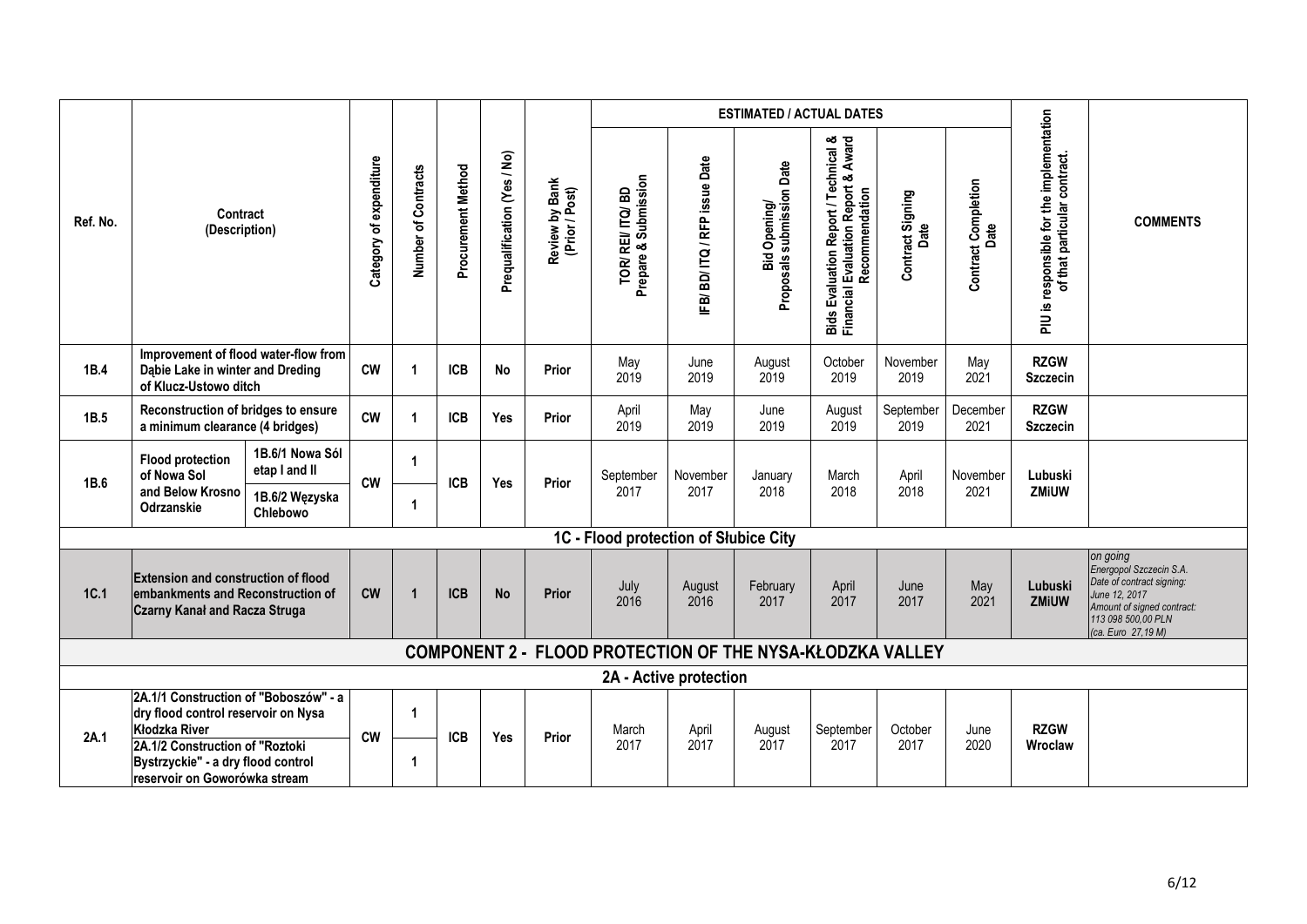| Ref. No. | Contract (Description) | | Category of expenditure | Number of Contracts | Procurement Method | Prequalification (Yes / No) | Review by Bank (Prior / Post) | ESTIMATED / ACTUAL DATES | | | | | | | PIU is responsible for the implementation of that particular contract. | COMMENTS |
|---|---|---|---|---|---|---|---|---|---|---|---|---|---|---|---|---|
| | | | | | | | | TOR/ REI/ ITQ/ BD Prepare & Submission | IFB/ BD/ ITQ / RFP issue Date | Bid Opening/ Proposals submission Date | Bids Evaluation Report / Technical & Financial Evaluation Report & Award Recommendation | Contract Signing Date | Contract Completion Date | | | |
| **1B.4** | **Improvement of flood water-flow from Dąbie Lake in winter and Dreding of Klucz-Ustowo ditch** | | **CW** | **1** | **ICB** | **No** | **Prior** | May 2019 | June 2019 | August 2019 | October 2019 | November 2019 | May 2021 | **RZGW Szczecin** | |
| **1B.5** | **Reconstruction of bridges to ensure a minimum clearance (4 bridges)** | | **CW** | **1** | **ICB** | **Yes** | **Prior** | April 2019 | May 2019 | June 2019 | August 2019 | September 2019 | December 2021 | **RZGW Szczecin** | |
| **1B.6** | **Flood protection of Nowa Sol and Below Krosno Odrzanskie** | **1B.6/1 Nowa Sól etap I and II** | **CW** | **1** | **ICB** | **Yes** | **Prior** | September 2017 | November 2017 | January 2018 | March 2018 | April 2018 | November 2021 | **Lubuski ZMiUW** | |
| | | **1B.6/2 Węzyska Chlebowo** | | **1** | | | | | | | | | | | |
| **1C - Flood protection of Słubice City** | | | | | | | | | | | | | | | | |
| **1C.1** | **Extension and construction of flood embankments and Reconstruction of Czarny Kanał and Racza Struga** | | **CW** | **1** | **ICB** | **No** | **Prior** | July 2016 | August 2016 | February 2017 | April 2017 | June 2017 | May 2021 | **Lubuski ZMiUW** | *on going Energopol Szczecin S.A. Date of contract signing: June 12, 2017 Amount of signed contract: 113 098 500,00 PLN (ca. Euro 27,19 M)* |
| **COMPONENT 2 - FLOOD PROTECTION OF THE NYSA-KŁODZKA VALLEY** | | | | | | | | | | | | | | | | |
| **2A - Active protection** | | | | | | | | | | | | | | | | |
| **2A.1** | **2A.1/1 Construction of "Boboszów" - a dry flood control reservoir on Nysa Kłodzka River** | | **CW** | **1** | **ICB** | **Yes** | **Prior** | March 2017 | April 2017 | August 2017 | September 2017 | October 2017 | June 2020 | **RZGW Wroclaw** | |
| | **2A.1/2 Construction of "Roztoki Bystrzyckie" - a dry flood control reservoir on Goworówka stream** | | | **1** | | | | | | | | | | | |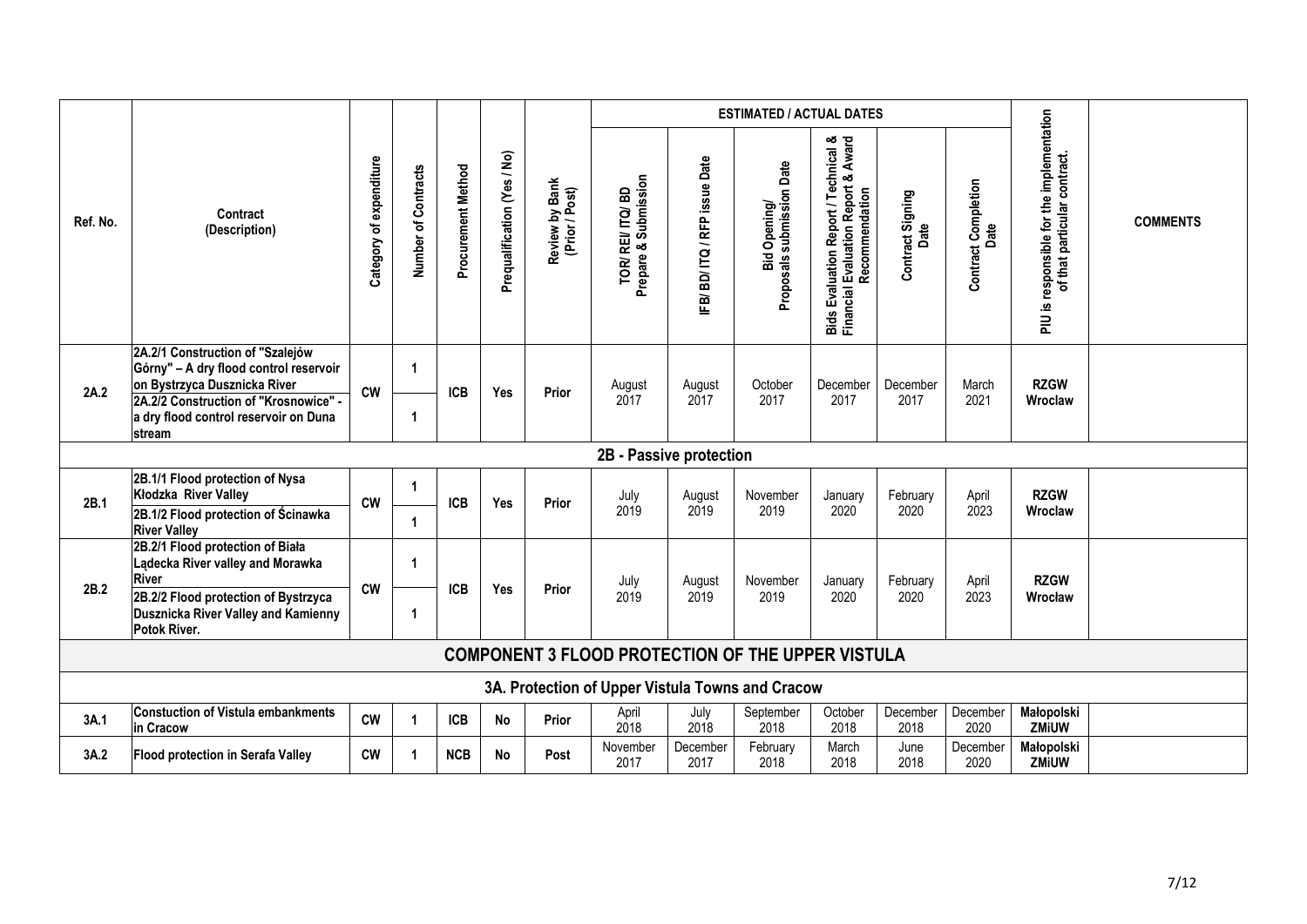| Ref. No. | Contract (Description) | Category of expenditure | Number of Contracts | Procurement Method | Prequalification (Yes / No) | Review by Bank (Prior / Post) | ESTIMATED / ACTUAL DATES | | | | | | | PIU is responsible for the implementation of that particular contract. | COMMENTS |
|---|---|---|---|---|---|---|---|---|---|---|---|---|---|---|---|
| | | | | | | | TOR/ REI/ ITQ/ BD Prepare & Submission | IFB/ BD/ ITQ / RFP issue Date | Bid Opening/ Proposals submission Date | Bids Evaluation Report / Technical & Financial Evaluation Report & Award Recommendation | Contract Signing Date | Contract Completion Date | | | |
| 2A.2 | 2A.2/1 Construction of "Szalejów Górny" – A dry flood control reservoir on Bystrzyca Dusznicka River | CW | 1 | ICB | Yes | Prior | August 2017 | August 2017 | October 2017 | December 2017 | December 2017 | March 2021 | RZGW Wroclaw | |
| | 2A.2/2 Construction of "Krosnowice" - a dry flood control reservoir on Duna stream | | 1 | | | | | | | | | | | |
| **2B - Passive protection** | | | | | | | | | | | | | | |
| 2B.1 | 2B.1/1 Flood protection of Nysa Kłodzka River Valley | CW | 1 | ICB | Yes | Prior | July 2019 | August 2019 | November 2019 | January 2020 | February 2020 | April 2023 | RZGW Wroclaw | |
| | 2B.1/2 Flood protection of Ścinawka River Valley | | 1 | | | | | | | | | | | |
| 2B.2 | 2B.2/1 Flood protection of Biała Lądecka River valley and Morawka River | CW | 1 | ICB | Yes | Prior | July 2019 | August 2019 | November 2019 | January 2020 | February 2020 | April 2023 | RZGW Wrocław | |
| | 2B.2/2 Flood protection of Bystrzyca Dusznicka River Valley and Kamienny Potok River. | | 1 | | | | | | | | | | | |
| **COMPONENT 3 FLOOD PROTECTION OF THE UPPER VISTULA** | | | | | | | | | | | | | | |
| **3A. Protection of Upper Vistula Towns and Cracow** | | | | | | | | | | | | | | |
| 3A.1 | Constuction of Vistula embankments in Cracow | CW | 1 | ICB | No | Prior | April 2018 | July 2018 | September 2018 | October 2018 | December 2018 | December 2020 | Małopolski ZMiUW | |
| 3A.2 | Flood protection in Serafa Valley | CW | 1 | NCB | No | Post | November 2017 | December 2017 | February 2018 | March 2018 | June 2018 | December 2020 | Małopolski ZMiUW | |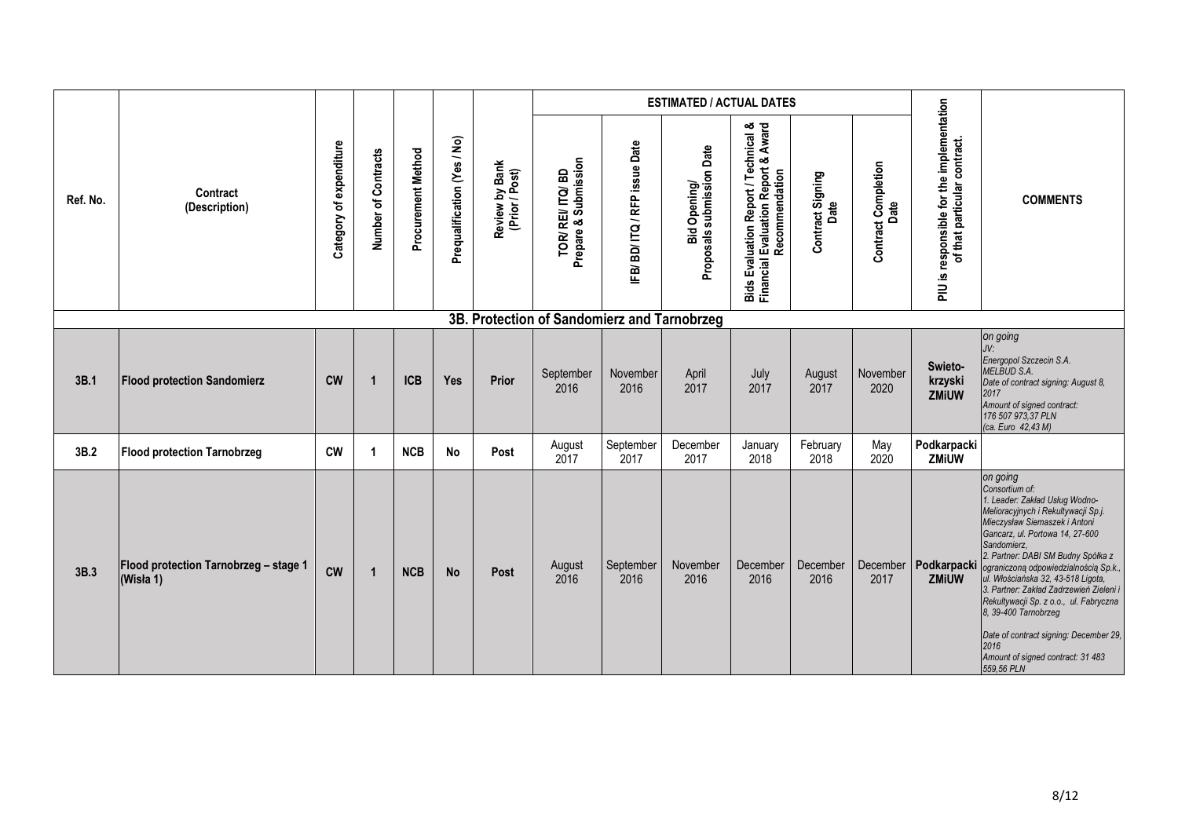| Ref. No. | Contract (Description) | Category of expenditure | Number of Contracts | Procurement Method | Prequalification (Yes / No) | Review by Bank (Prior / Post) | ESTIMATED / ACTUAL DATES | | | | | | PIU is responsible for the implementation of that particular contract. | COMMENTS |
|---|---|---|---|---|---|---|---|---|---|---|---|---|---|---|
| | | | | | | | TOR/ REI/ ITQ/ BD Prepare & Submission | IFB/ BD/ ITQ / RFP issue Date | Bid Opening/ Proposals submission Date | Bids Evaluation Report / Technical & Financial Evaluation Report & Award Recommendation | Contract Signing Date | Contract Completion Date | | |
| | **3B. Protection of Sandomierz and Tarnobrzeg** | | | | | | | | | | | | | |
| **3B.1** | **Flood protection Sandomierz** | **CW** | **1** | **ICB** | **Yes** | **Prior** | September 2016 | November 2016 | April 2017 | July 2017 | August 2017 | November 2020 | **Swieto-krzyski ZMiUW** | *On going JV: Energopol Szczecin S.A. MELBUD S.A. Date of contract signing: August 8, 2017 Amount of signed contract: 176 507 973,37 PLN (ca. Euro 42,43 M)* |
| **3B.2** | **Flood protection Tarnobrzeg** | **CW** | **1** | **NCB** | **No** | **Post** | August 2017 | September 2017 | December 2017 | January 2018 | February 2018 | May 2020 | **Podkarpacki ZMiUW** | |
| **3B.3** | **Flood protection Tarnobrzeg – stage 1 (Wisła 1)** | **CW** | **1** | **NCB** | **No** | **Post** | August 2016 | September 2016 | November 2016 | December 2016 | December 2016 | December 2017 | **Podkarpacki ZMiUW** | *on going Consortium of: 1. Leader: Zakład Usług Wodno-Melioracyjnych i Rekultywacji Sp.j. Mieczysław Siemaszek i Antoni Gancarz, ul. Portowa 14, 27-600 Sandomierz, 2. Partner: DABI SM Budny Spółka z ograniczoną odpowiedzialnością Sp.k., ul. Włościańska 32, 43-518 Ligota, 3. Partner: Zakład Zadrzewień Zieleni i Rekultywacji Sp. z o.o., ul. Fabryczna 8, 39-400 Tarnobrzeg Date of contract signing: December 29, 2016 Amount of signed contract: 31 483 559,56 PLN* |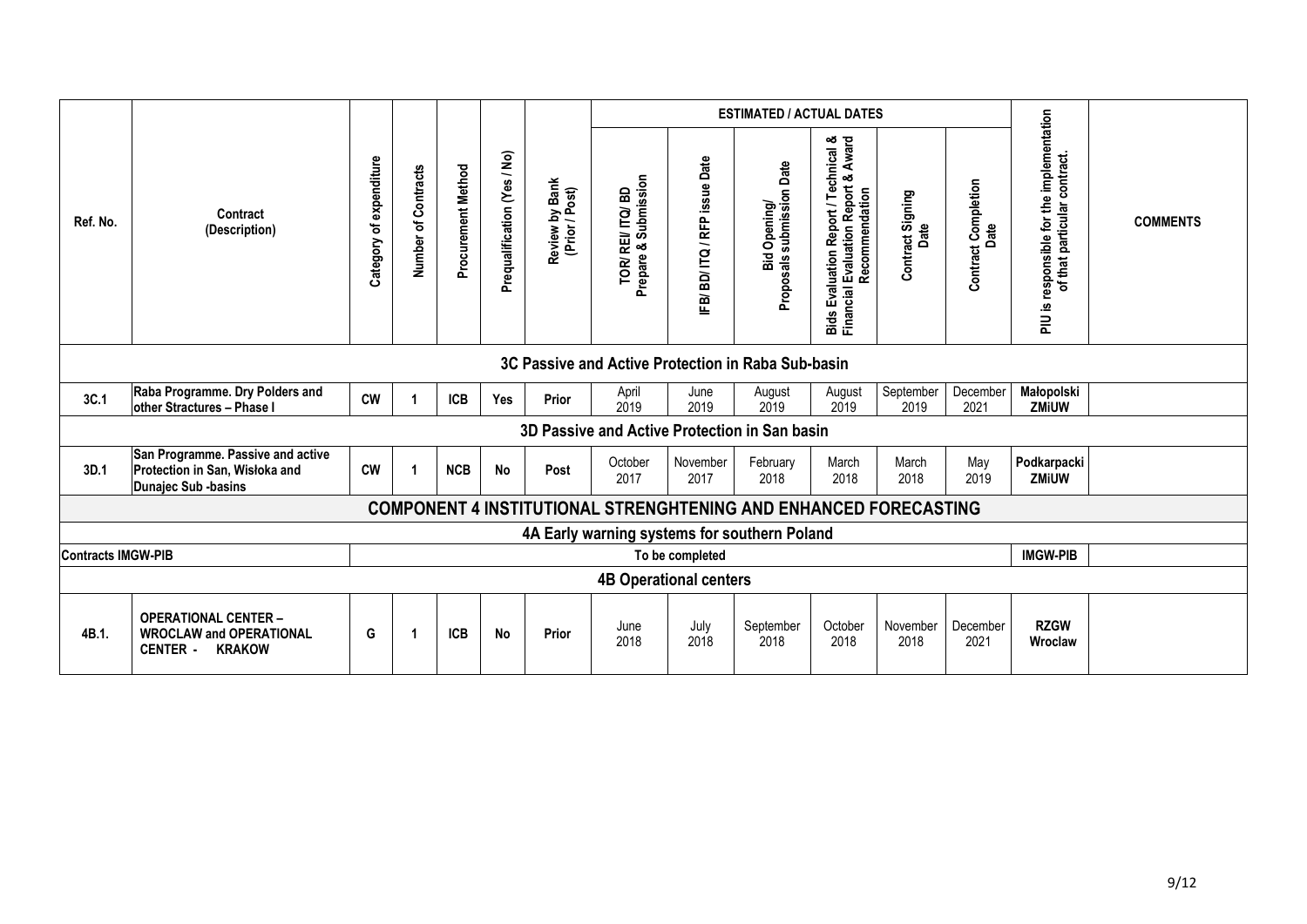| Ref. No. | Contract (Description) | Category of expenditure | Number of Contracts | Procurement Method | Prequalification (Yes / No) | Review by Bank (Prior / Post) | ESTIMATED / ACTUAL DATES TOR/ REI/ ITQ/ BD Prepare & Submission | IFB/ BD/ ITQ / RFP issue Date | Bid Opening/ Proposals submission Date | Bids Evaluation Report / Technical & Financial Evaluation Report & Award Recommendation | Contract Signing Date | Contract Completion Date | PIU is responsible for the implementation of that particular contract. | COMMENTS |
|---|---|---|---|---|---|---|---|---|---|---|---|---|---|---|
| **3C Passive and Active Protection in Raba Sub-basin** | | | | | | | | | | | | | | |
| 3C.1 | Raba Programme. Dry Polders and other Stractures – Phase I | CW | 1 | ICB | Yes | Prior | April 2019 | June 2019 | August 2019 | August 2019 | September 2019 | December 2021 | Małopolski ZMiUW | |
| **3D Passive and Active Protection in San basin** | | | | | | | | | | | | | | |
| 3D.1 | San Programme. Passive and active Protection in San, Wisłoka and Dunajec Sub -basins | CW | 1 | NCB | No | Post | October 2017 | November 2017 | February 2018 | March 2018 | March 2018 | May 2019 | Podkarpacki ZMiUW | |
| **COMPONENT 4 INSTITUTIONAL STRENGHTENING AND ENHANCED FORECASTING** | | | | | | | | | | | | | | |
| **4A Early warning systems for southern Poland** | | | | | | | | | | | | | | |
| Contracts IMGW-PIB | | To be completed | | | | | | | | | | | IMGW-PIB | |
| **4B Operational centers** | | | | | | | | | | | | | | |
| 4B.1. | OPERATIONAL CENTER – WROCLAW and OPERATIONAL CENTER - KRAKOW | G | 1 | ICB | No | Prior | June 2018 | July 2018 | September 2018 | October 2018 | November 2018 | December 2021 | RZGW Wroclaw | |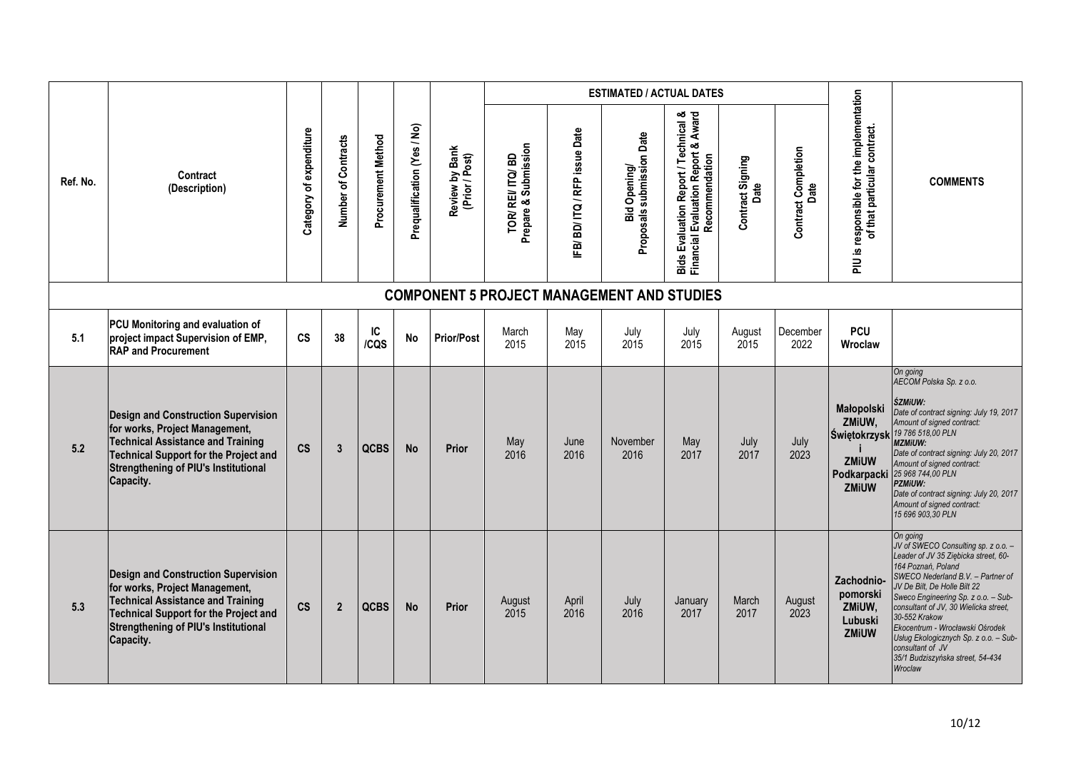| Ref. No. | Contract (Description) | Category of expenditure | Number of Contracts | Procurement Method | Prequalification (Yes / No) | Review by Bank (Prior / Post) | ESTIMATED / ACTUAL DATES | | | | | | PIU is responsible for the implementation of that particular contract. | COMMENTS |
|---|---|---|---|---|---|---|---|---|---|---|---|---|---|---|
| | | | | | | | TOR/ REI/ ITQ/ BD Prepare & Submission | IFB/ BD/ ITQ / RFP issue Date | Bid Opening/ Proposals submission Date | Bids Evaluation Report / Technical & Financial Evaluation Report & Award Recommendation | Contract Signing Date | Contract Completion Date | | |
| | **COMPONENT 5 PROJECT MANAGEMENT AND STUDIES** | | | | | | | | | | | | | |
| 5.1 | **PCU Monitoring and evaluation of project impact Supervision of EMP, RAP and Procurement** | **CS** | **38** | **IC /CQS** | **No** | **Prior/Post** | March 2015 | May 2015 | July 2015 | July 2015 | August 2015 | December 2022 | **PCU Wroclaw** | |
| 5.2 | **Design and Construction Supervision for works, Project Management, Technical Assistance and Training Technical Support for the Project and Strengthening of PIU's Institutional Capacity.** | **CS** | **3** | **QCBS** | **No** | **Prior** | May 2016 | June 2016 | November 2016 | May 2017 | July 2017 | July 2023 | **Małopolski ZMiUW, Świętokrzyski ZMiUW Podkarpacki ZMiUW** | *On going AECOM Polska Sp. z o.o. **ŚZMiUW:** Date of contract signing: July 19, 2017 Amount of signed contract: 19 786 518,00 PLN **MZMiUW:** Date of contract signing: July 20, 2017 Amount of signed contract: 25 968 744,00 PLN **PZMiUW:** Date of contract signing: July 20, 2017 Amount of signed contract: 15 696 903,30 PLN* |
| 5.3 | **Design and Construction Supervision for works, Project Management, Technical Assistance and Training Technical Support for the Project and Strengthening of PIU's Institutional Capacity.** | **CS** | **2** | **QCBS** | **No** | **Prior** | August 2015 | April 2016 | July 2016 | January 2017 | March 2017 | August 2023 | **Zachodnio-pomorski ZMiUW, Lubuski ZMiUW** | *On going JV of SWECO Consulting sp. z o.o. – Leader of JV 35 Ziębicka street, 60-164 Poznań, Poland SWECO Nederland B.V. – Partner of JV De Bilt, De Holle Bilt 22 Sweco Engineering Sp. z o.o. – Sub-consultant of JV, 30 Wielicka street, 30-552 Krakow Ekocentrum - Wrocławski Ośrodek Usług Ekologicznych Sp. z o.o. – Sub-consultant of JV 35/1 Budziszyńska street, 54-434 Wroclaw* |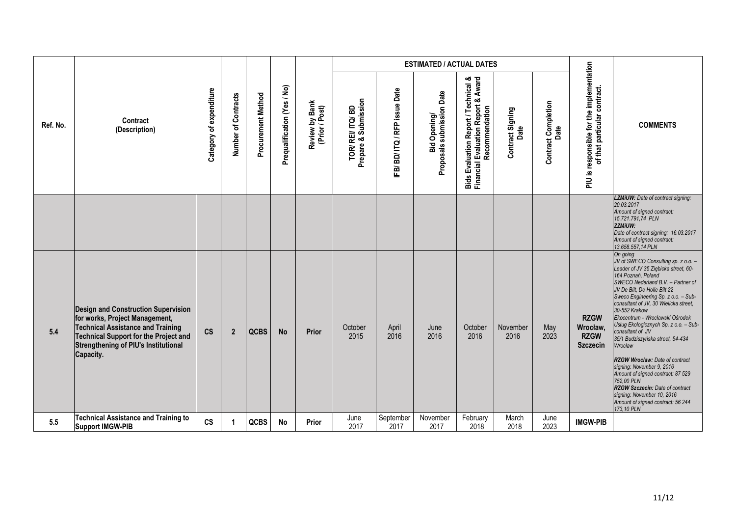| Ref. No. | Contract (Description) | Category of expenditure | Number of Contracts | Procurement Method | Prequalification (Yes / No) | Review by Bank (Prior / Post) | ESTIMATED / ACTUAL DATES | | | | | | PIU is responsible for the implementation of that particular contract. | COMMENTS |
|---|---|---|---|---|---|---|---|---|---|---|---|---|---|---|
| | | | | | | | TOR/ REI/ ITQ/ BD Prepare & Submission | IFB/ BD/ ITQ / RFP issue Date | Bid Opening/ Proposals submission Date | Bids Evaluation Report / Technical & Financial Evaluation Report & Award Recommendation | Contract Signing Date | Contract Completion Date | | |
| | | | | | | | | | | | | | | ***LZMiUW:*** *Date of contract signing: 20.03.2017* *Amount of signed contract: 15.721.791,74 PLN* ***ZZMiUW:*** *Date of contract signing: 16.03.2017* *Amount of signed contract: 13.658.557,14 PLN* |
| 5.4 | **Design and Construction Supervision for works, Project Management, Technical Assistance and Training Technical Support for the Project and Strengthening of PIU's Institutional Capacity.** | **CS** | **2** | **QCBS** | **No** | **Prior** | October 2015 | April 2016 | June 2016 | October 2016 | November 2016 | May 2023 | **RZGW Wrocław, RZGW Szczecin** | *On going* *JV of SWECO Consulting sp. z o.o. – Leader of JV 35 Ziębicka street, 60-164 Poznań, Poland* *SWECO Nederland B.V. – Partner of JV De Bilt, De Holle Bilt 22* *Sweco Engineering Sp. z o.o. – Sub-consultant of JV, 30 Wielicka street, 30-552 Krakow* *Ekocentrum - Wrocławski Ośrodek Usług Ekologicznych Sp. z o.o. – Sub-consultant of JV* *35/1 Budziszyńska street, 54-434 Wrocław* ***RZGW Wroclaw:*** *Date of contract signing: November 9, 2016* *Amount of signed contract: 87 529 752,00 PLN* ***RZGW Szczecin:*** *Date of contract signing: November 10, 2016* *Amount of signed contract: 56 244 173,10 PLN* |
| 5.5 | **Technical Assistance and Training to Support IMGW-PIB** | **CS** | **1** | **QCBS** | **No** | **Prior** | June 2017 | September 2017 | November 2017 | February 2018 | March 2018 | June 2023 | **IMGW-PIB** | |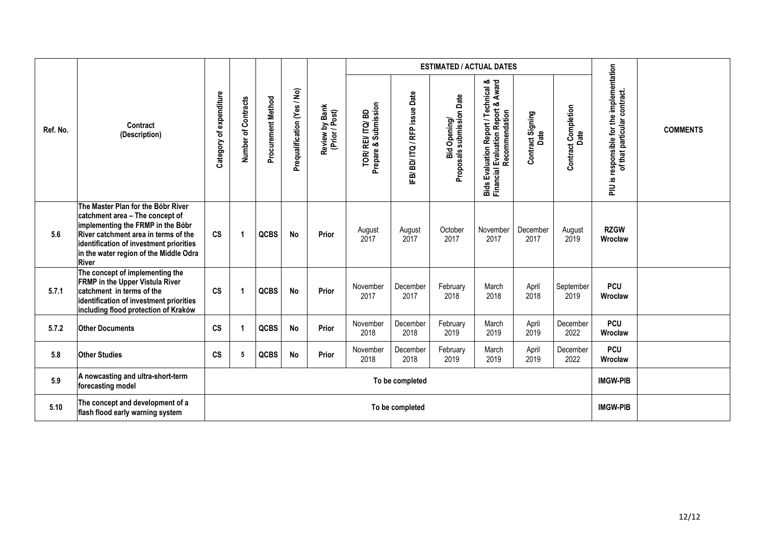| Ref. No. | Contract (Description) | Category of expenditure | Number of Contracts | Procurement Method | Prequalification (Yes / No) | Review by Bank (Prior / Post) | ESTIMATED / ACTUAL DATES | | | | | | PIU is responsible for the implementation of that particular contract. | COMMENTS |
|---|---|---|---|---|---|---|---|---|---|---|---|---|---|---|
| | | | | | | | TOR/ REI/ ITQ/ BD Prepare & Submission | IFB/ BD/ ITQ / RFP issue Date | Bid Opening/ Proposals submission Date | Bids Evaluation Report / Technical & Financial Evaluation Report & Award Recommendation | Contract Signing Date | Contract Completion Date | | |
| 5.6 | **The Master Plan for the Bóbr River catchment area – The concept of implementing the FRMP in the Bóbr River catchment area in terms of the identification of investment priorities in the water region of the Middle Odra River** | **CS** | **1** | **QCBS** | **No** | **Prior** | August 2017 | August 2017 | October 2017 | November 2017 | December 2017 | August 2019 | **RZGW Wrocław** | |
| 5.7.1 | **The concept of implementing the FRMP in the Upper Vistula River catchment in terms of the identification of investment priorities including flood protection of Kraków** | **CS** | **1** | **QCBS** | **No** | **Prior** | November 2017 | December 2017 | February 2018 | March 2018 | April 2018 | September 2019 | **PCU Wrocław** | |
| 5.7.2 | **Other Documents** | **CS** | **1** | **QCBS** | **No** | **Prior** | November 2018 | December 2018 | February 2019 | March 2019 | April 2019 | December 2022 | **PCU Wrocław** | |
| 5.8 | **Other Studies** | **CS** | **5** | **QCBS** | **No** | **Prior** | November 2018 | December 2018 | February 2019 | March 2019 | April 2019 | December 2022 | **PCU Wrocław** | |
| 5.9 | **A nowcasting and ultra-short-term forecasting model** | To be completed | | | | | | | | | | | **IMGW-PIB** | |
| 5.10 | **The concept and development of a flash flood early warning system** | To be completed | | | | | | | | | | | **IMGW-PIB** | |